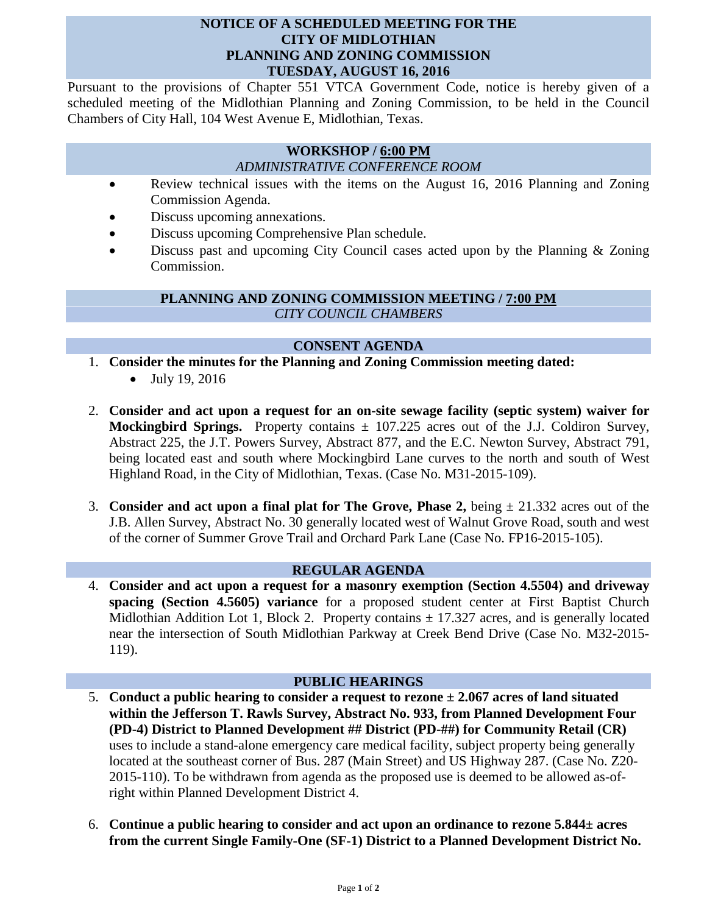# NOTICE OF A SCHEDULED MEETING FOR THE CITY OF MIDLOTHIAN PLANNING AND ZONING COMMISSION TUESDAY, AUGUST 16, 2016

Pursuant to the provisions of Chapter 551 VTCA Government Code, notice is hereby given of a scheduled meeting of the Midlothian Planning and Zoning Commission, to be held in the Council Chambers of City Hall, 104 West Avenue E, Midlothian, Texas.

## WORKSHOP / 6:00 PM

*ADMINISTRATIVE CONFERENCE ROOM*

- Review technical issues with the items on the August 16, 2016 Planning and Zoning Commission Agenda.
- Discuss upcoming annexations.
- Discuss upcoming Comprehensive Plan schedule.
- Discuss past and upcoming City Council cases acted upon by the Planning & Zoning Commission.

## PLANNING AND ZONING COMMISSION MEETING / 7:00 PM

*CITY COUNCIL CHAMBERS*

## CONSENT AGENDA

1. **Consider the minutes for the Planning and Zoning Commission meeting dated:**
   - July 19, 2016

2. **Consider and act upon a request for an on-site sewage facility (septic system) waiver for Mockingbird Springs.** Property contains ± 107.225 acres out of the J.J. Coldiron Survey, Abstract 225, the J.T. Powers Survey, Abstract 877, and the E.C. Newton Survey, Abstract 791, being located east and south where Mockingbird Lane curves to the north and south of West Highland Road, in the City of Midlothian, Texas. (Case No. M31-2015-109).

3. **Consider and act upon a final plat for The Grove, Phase 2,** being ± 21.332 acres out of the J.B. Allen Survey, Abstract No. 30 generally located west of Walnut Grove Road, south and west of the corner of Summer Grove Trail and Orchard Park Lane (Case No. FP16-2015-105).

## REGULAR AGENDA

4. **Consider and act upon a request for a masonry exemption (Section 4.5504) and driveway spacing (Section 4.5605) variance** for a proposed student center at First Baptist Church Midlothian Addition Lot 1, Block 2. Property contains ± 17.327 acres, and is generally located near the intersection of South Midlothian Parkway at Creek Bend Drive (Case No. M32-2015-119).

## PUBLIC HEARINGS

5. **Conduct a public hearing to consider a request to rezone ± 2.067 acres of land situated within the Jefferson T. Rawls Survey, Abstract No. 933, from Planned Development Four (PD-4) District to Planned Development ## District (PD-##) for Community Retail (CR)** uses to include a stand-alone emergency care medical facility, subject property being generally located at the southeast corner of Bus. 287 (Main Street) and US Highway 287. (Case No. Z20-2015-110). To be withdrawn from agenda as the proposed use is deemed to be allowed as-of-right within Planned Development District 4.

6. **Continue a public hearing to consider and act upon an ordinance to rezone 5.844± acres from the current Single Family-One (SF-1) District to a Planned Development District No.**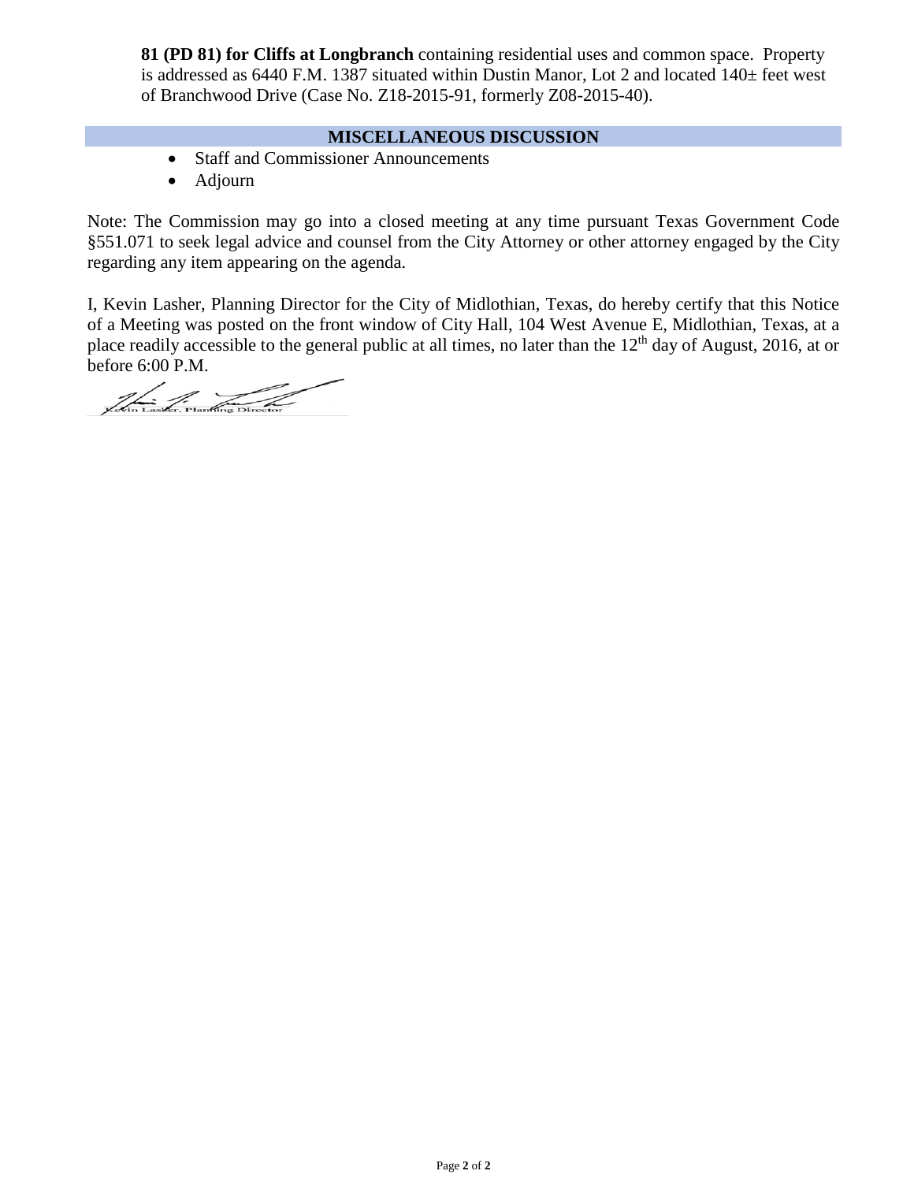**81 (PD 81) for Cliffs at Longbranch** containing residential uses and common space. Property is addressed as 6440 F.M. 1387 situated within Dustin Manor, Lot 2 and located 140± feet west of Branchwood Drive (Case No. Z18-2015-91, formerly Z08-2015-40).

## MISCELLANEOUS DISCUSSION

- Staff and Commissioner Announcements
- Adjourn

Note: The Commission may go into a closed meeting at any time pursuant Texas Government Code §551.071 to seek legal advice and counsel from the City Attorney or other attorney engaged by the City regarding any item appearing on the agenda.

I, Kevin Lasher, Planning Director for the City of Midlothian, Texas, do hereby certify that this Notice of a Meeting was posted on the front window of City Hall, 104 West Avenue E, Midlothian, Texas, at a place readily accessible to the general public at all times, no later than the 12th day of August, 2016, at or before 6:00 P.M.

Kevin Lasher, Planning Director